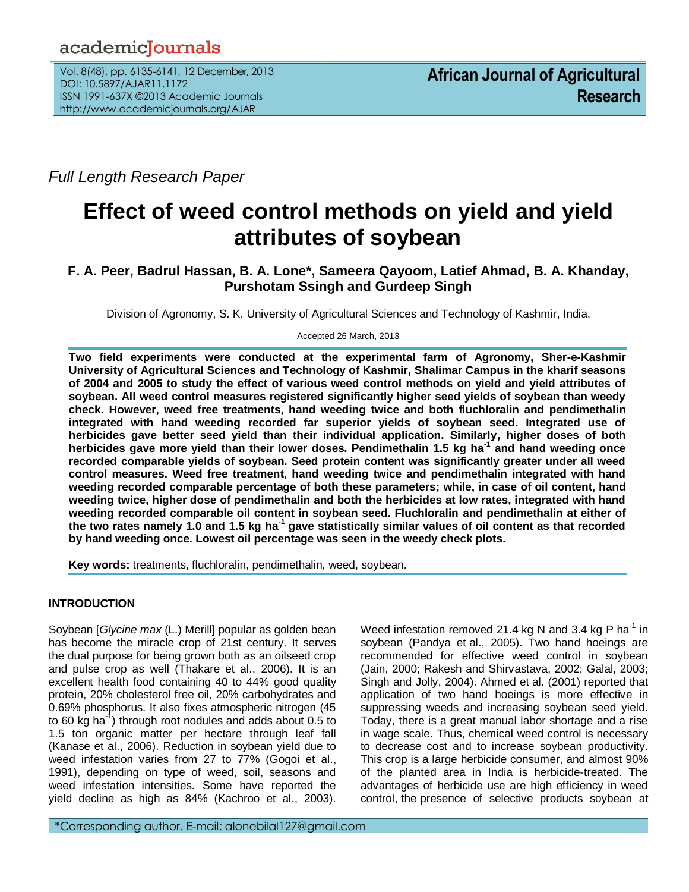Full Length Research Paper

# Effect of weed control methods on yield and yield attributes of soybean

**F. A. Peer, Badrul Hassan, B. A. Lone\*, Sameera Qayoom, Latief Ahmad, B. A. Khanday, Purshotam Ssingh and Gurdeep Singh**

Division of Agronomy, S. K. University of Agricultural Sciences and Technology of Kashmir, India.

Accepted 26 March, 2013

**Two field experiments were conducted at the experimental farm of Agronomy, Sher-e-Kashmir University of Agricultural Sciences and Technology of Kashmir, Shalimar Campus in the kharif seasons of 2004 and 2005 to study the effect of various weed control methods on yield and yield attributes of soybean. All weed control measures registered significantly higher seed yields of soybean than weedy check. However, weed free treatments, hand weeding twice and both fluchloralin and pendimethalin integrated with hand weeding recorded far superior yields of soybean seed. Integrated use of herbicides gave better seed yield than their individual application. Similarly, higher doses of both herbicides gave more yield than their lower doses. Pendimethalin 1.5 kg ha$^{-1}$ and hand weeding once recorded comparable yields of soybean. Seed protein content was significantly greater under all weed control measures. Weed free treatment, hand weeding twice and pendimethalin integrated with hand weeding recorded comparable percentage of both these parameters; while, in case of oil content, hand weeding twice, higher dose of pendimethalin and both the herbicides at low rates, integrated with hand weeding recorded comparable oil content in soybean seed. Fluchloralin and pendimethalin at either of the two rates namely 1.0 and 1.5 kg ha$^{-1}$ gave statistically similar values of oil content as that recorded by hand weeding once. Lowest oil percentage was seen in the weedy check plots.**

**Key words:** treatments, fluchloralin, pendimethalin, weed, soybean.

## INTRODUCTION

Soybean [*Glycine max* (L.) Merill] popular as golden bean has become the miracle crop of 21st century. It serves the dual purpose for being grown both as an oilseed crop and pulse crop as well (Thakare et al., 2006). It is an excellent health food containing 40 to 44% good quality protein, 20% cholesterol free oil, 20% carbohydrates and 0.69% phosphorus. It also fixes atmospheric nitrogen (45 to 60 kg ha$^{-1}$) through root nodules and adds about 0.5 to 1.5 ton organic matter per hectare through leaf fall (Kanase et al., 2006). Reduction in soybean yield due to weed infestation varies from 27 to 77% (Gogoi et al., 1991), depending on type of weed, soil, seasons and weed infestation intensities. Some have reported the yield decline as high as 84% (Kachroo et al., 2003). Weed infestation removed 21.4 kg N and 3.4 kg P ha$^{-1}$ in soybean (Pandya et al., 2005). Two hand hoeings are recommended for effective weed control in soybean (Jain, 2000; Rakesh and Shirvastava, 2002; Galal, 2003; Singh and Jolly, 2004). Ahmed et al. (2001) reported that application of two hand hoeings is more effective in suppressing weeds and increasing soybean seed yield. Today, there is a great manual labor shortage and a rise in wage scale. Thus, chemical weed control is necessary to decrease cost and to increase soybean productivity. This crop is a large herbicide consumer, and almost 90% of the planted area in India is herbicide-treated. The advantages of herbicide use are high efficiency in weed control, the presence of selective products soybean at

\*Corresponding author. E-mail: alonebilal127@gmail.com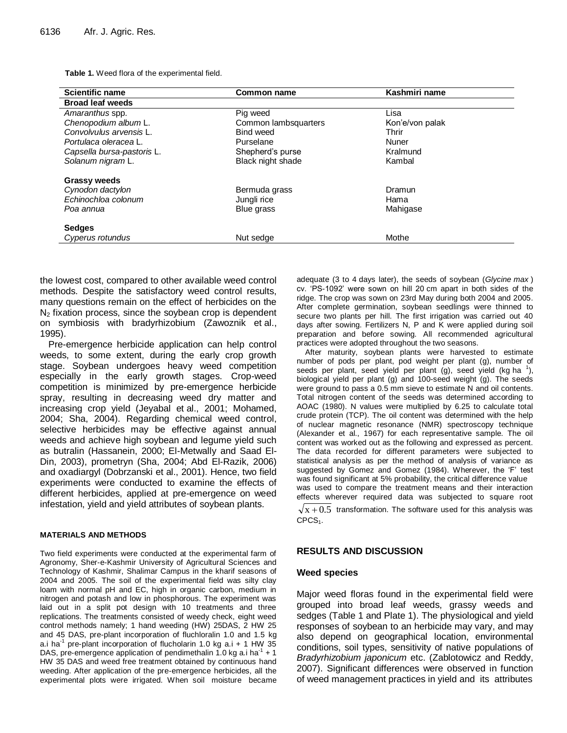**Table 1.** Weed flora of the experimental field.

| Scientific name | Common name | Kashmiri name |
|---|---|---|
| **Broad leaf weeds** | | |
| *Amaranthus* spp. | Pig weed | Lisa |
| *Chenopodium album* L. | Common lambsquarters | Kon'e/von palak |
| *Convolvulus arvensis* L. | Bind weed | Thrir |
| *Portulaca oleracea* L. | Purselane | Nuner |
| *Capsella bursa-pastoris* L. | Shepherd's purse | Kralmund |
| *Solanum nigram* L. | Black night shade | Kambal |
| **Grassy weeds** | | |
| *Cynodon dactylon* | Bermuda grass | Dramun |
| *Echinochloa colonum* | Jungli rice | Hama |
| *Poa annua* | Blue grass | Mahigase |
| **Sedges** | | |
| *Cyperus rotundus* | Nut sedge | Mothe |

the lowest cost, compared to other available weed control methods. Despite the satisfactory weed control results, many questions remain on the effect of herbicides on the $N_2$ fixation process, since the soybean crop is dependent on symbiosis with bradyrhizobium (Zawoznik et al., 1995).

Pre-emergence herbicide application can help control weeds, to some extent, during the early crop growth stage. Soybean undergoes heavy weed competition especially in the early growth stages. Crop-weed competition is minimized by pre-emergence herbicide spray, resulting in decreasing weed dry matter and increasing crop yield (Jeyabal et al., 2001; Mohamed, 2004; Sha, 2004). Regarding chemical weed control, selective herbicides may be effective against annual weeds and achieve high soybean and legume yield such as butralin (Hassanein, 2000; El-Metwally and Saad El-Din, 2003), prometryn (Sha, 2004; Abd El-Razik, 2006) and oxadiargyl (Dobrzanski et al., 2001). Hence, two field experiments were conducted to examine the effects of different herbicides, applied at pre-emergence on weed infestation, yield and yield attributes of soybean plants.

## MATERIALS AND METHODS

Two field experiments were conducted at the experimental farm of Agronomy, Sher-e-Kashmir University of Agricultural Sciences and Technology of Kashmir, Shalimar Campus in the kharif seasons of 2004 and 2005. The soil of the experimental field was silty clay loam with normal pH and EC, high in organic carbon, medium in nitrogen and potash and low in phosphorous. The experiment was laid out in a split pot design with 10 treatments and three replications. The treatments consisted of weedy check, eight weed control methods namely; 1 hand weeding (HW) 25DAS, 2 HW 25 and 45 DAS, pre-plant incorporation of fluchloralin 1.0 and 1.5 kg a.i $ha^{-1}$ pre-plant incorporation of flucholarin 1.0 kg a.i + 1 HW 35 DAS, pre-emergence application of pendimethalin 1.0 kg a.i $ha^{-1}$ + 1 HW 35 DAS and weed free treatment obtained by continuous hand weeding. After application of the pre-emergence herbicides, all the experimental plots were irrigated. When soil moisture became adequate (3 to 4 days later), the seeds of soybean (*Glycine max* ) cv. 'PS-1092' were sown on hill 20 cm apart in both sides of the ridge. The crop was sown on 23rd May during both 2004 and 2005. After complete germination, soybean seedlings were thinned to secure two plants per hill. The first irrigation was carried out 40 days after sowing. Fertilizers N, P and K were applied during soil preparation and before sowing. All recommended agricultural practices were adopted throughout the two seasons.

After maturity, soybean plants were harvested to estimate number of pods per plant, pod weight per plant (g), number of seeds per plant, seed yield per plant (g), seed yield (kg $ha^{-1}$), biological yield per plant (g) and 100-seed weight (g). The seeds were ground to pass a 0.5 mm sieve to estimate N and oil contents. Total nitrogen content of the seeds was determined according to AOAC (1980). N values were multiplied by 6.25 to calculate total crude protein (TCP). The oil content was determined with the help of nuclear magnetic resonance (NMR) spectroscopy technique (Alexander et al., 1967) for each representative sample. The oil content was worked out as the following and expressed as percent. The data recorded for different parameters were subjected to statistical analysis as per the method of analysis of variance as suggested by Gomez and Gomez (1984). Wherever, the 'F' test was found significant at 5% probability, the critical difference value was used to compare the treatment means and their interaction effects wherever required data was subjected to square root $\sqrt{x+0.5}$ transformation. The software used for this analysis was $CPCS_1$.

## RESULTS AND DISCUSSION

### Weed species

Major weed floras found in the experimental field were grouped into broad leaf weeds, grassy weeds and sedges (Table 1 and Plate 1). The physiological and yield responses of soybean to an herbicide may vary, and may also depend on geographical location, environmental conditions, soil types, sensitivity of native populations of *Bradyrhizobium japonicum* etc. (Zablotowicz and Reddy, 2007). Significant differences were observed in function of weed management practices in yield and its attributes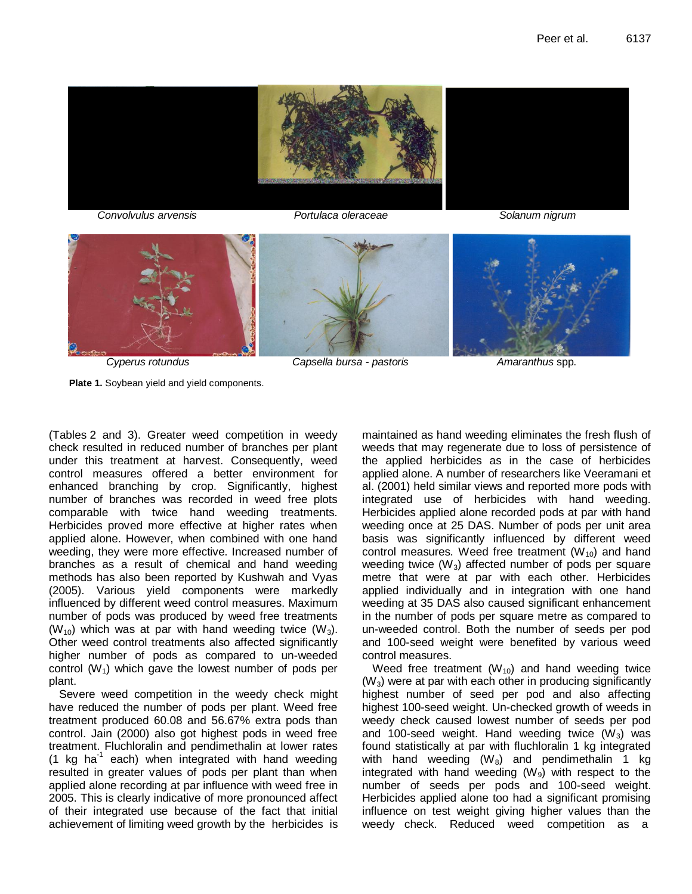Convolvulus arvensis | Portulaca oleraceae | Solanum nigrum

Cyperus rotundus | Capsella bursa - pastoris | Amaranthus spp.

**Plate 1.** Soybean yield and yield components.

(Tables 2 and 3). Greater weed competition in weedy check resulted in reduced number of branches per plant under this treatment at harvest. Consequently, weed control measures offered a better environment for enhanced branching by crop. Significantly, highest number of branches was recorded in weed free plots comparable with twice hand weeding treatments. Herbicides proved more effective at higher rates when applied alone. However, when combined with one hand weeding, they were more effective. Increased number of branches as a result of chemical and hand weeding methods has also been reported by Kushwah and Vyas (2005). Various yield components were markedly influenced by different weed control measures. Maximum number of pods was produced by weed free treatments ($W_{10}$) which was at par with hand weeding twice ($W_3$). Other weed control treatments also affected significantly higher number of pods as compared to un-weeded control ($W_1$) which gave the lowest number of pods per plant.

Severe weed competition in the weedy check might have reduced the number of pods per plant. Weed free treatment produced 60.08 and 56.67% extra pods than control. Jain (2000) also got highest pods in weed free treatment. Fluchloralin and pendimethalin at lower rates (1 kg $ha^{-1}$ each) when integrated with hand weeding resulted in greater values of pods per plant than when applied alone recording at par influence with weed free in 2005. This is clearly indicative of more pronounced affect of their integrated use because of the fact that initial achievement of limiting weed growth by the herbicides is maintained as hand weeding eliminates the fresh flush of weeds that may regenerate due to loss of persistence of the applied herbicides as in the case of herbicides applied alone. A number of researchers like Veeramani et al. (2001) held similar views and reported more pods with integrated use of herbicides with hand weeding. Herbicides applied alone recorded pods at par with hand weeding once at 25 DAS. Number of pods per unit area basis was significantly influenced by different weed control measures. Weed free treatment ($W_{10}$) and hand weeding twice ($W_3$) affected number of pods per square metre that were at par with each other. Herbicides applied individually and in integration with one hand weeding at 35 DAS also caused significant enhancement in the number of pods per square metre as compared to un-weeded control. Both the number of seeds per pod and 100-seed weight were benefited by various weed control measures.

Weed free treatment ($W_{10}$) and hand weeding twice ($W_3$) were at par with each other in producing significantly highest number of seed per pod and also affecting highest 100-seed weight. Un-checked growth of weeds in weedy check caused lowest number of seeds per pod and 100-seed weight. Hand weeding twice ($W_3$) was found statistically at par with fluchloralin 1 kg integrated with hand weeding ($W_8$) and pendimethalin 1 kg integrated with hand weeding ($W_9$) with respect to the number of seeds per pods and 100-seed weight. Herbicides applied alone too had a significant promising influence on test weight giving higher values than the weedy check. Reduced weed competition as a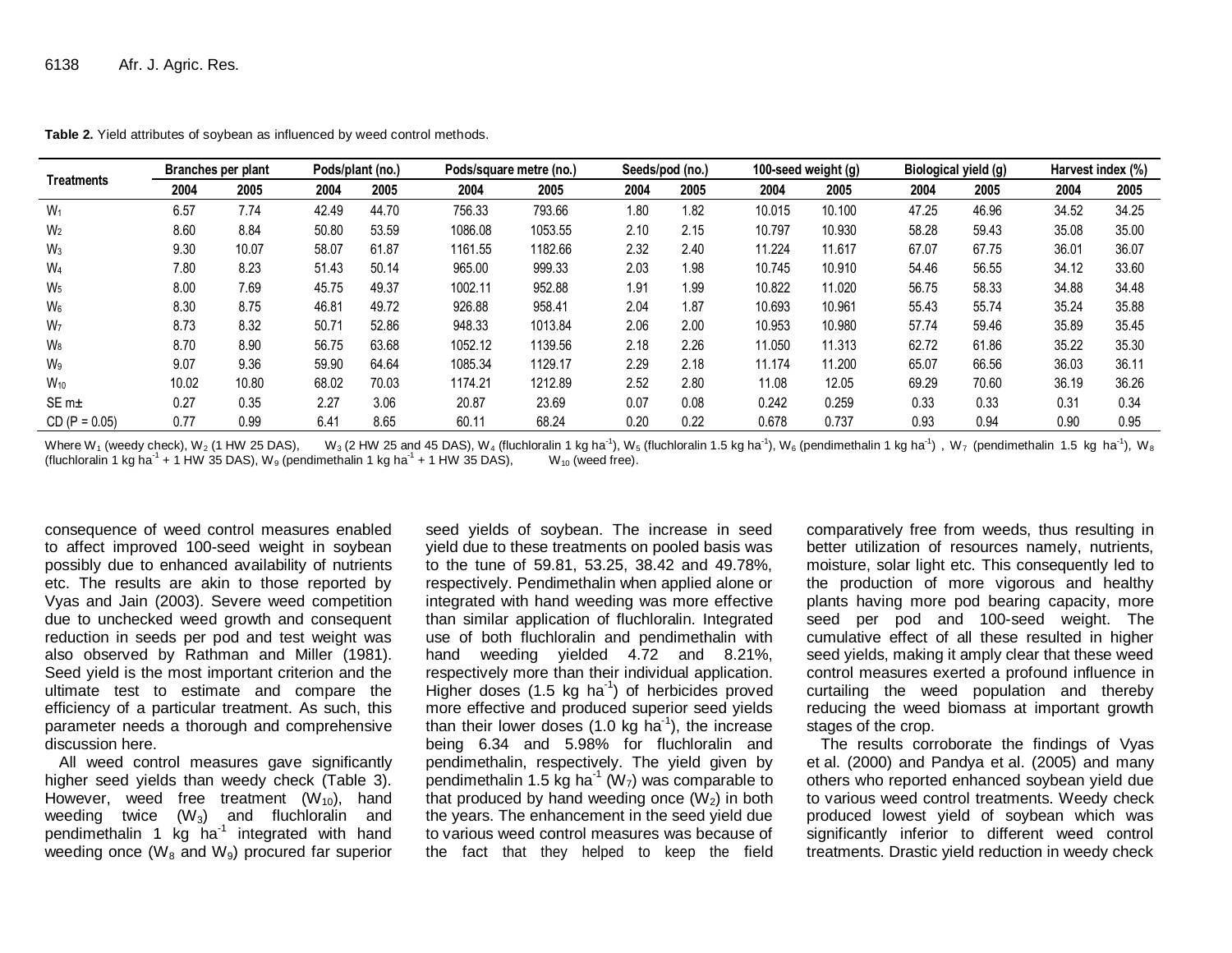**Table 2.** Yield attributes of soybean as influenced by weed control methods.

| Treatments | Branches per plant | | Pods/plant (no.) | | Pods/square metre (no.) | | Seeds/pod (no.) | | 100-seed weight (g) | | Biological yield (g) | | Harvest index (%) | |
|---|---|---|---|---|---|---|---|---|---|---|---|---|---|---|
| | 2004 | 2005 | 2004 | 2005 | 2004 | 2005 | 2004 | 2005 | 2004 | 2005 | 2004 | 2005 | 2004 | 2005 |
| $W_1$ | 6.57 | 7.74 | 42.49 | 44.70 | 756.33 | 793.66 | 1.80 | 1.82 | 10.015 | 10.100 | 47.25 | 46.96 | 34.52 | 34.25 |
| $W_2$ | 8.60 | 8.84 | 50.80 | 53.59 | 1086.08 | 1053.55 | 2.10 | 2.15 | 10.797 | 10.930 | 58.28 | 59.43 | 35.08 | 35.00 |
| $W_3$ | 9.30 | 10.07 | 58.07 | 61.87 | 1161.55 | 1182.66 | 2.32 | 2.40 | 11.224 | 11.617 | 67.07 | 67.75 | 36.01 | 36.07 |
| $W_4$ | 7.80 | 8.23 | 51.43 | 50.14 | 965.00 | 999.33 | 2.03 | 1.98 | 10.745 | 10.910 | 54.46 | 56.55 | 34.12 | 33.60 |
| $W_5$ | 8.00 | 7.69 | 45.75 | 49.37 | 1002.11 | 952.88 | 1.91 | 1.99 | 10.822 | 11.020 | 56.75 | 58.33 | 34.88 | 34.48 |
| $W_6$ | 8.30 | 8.75 | 46.81 | 49.72 | 926.88 | 958.41 | 2.04 | 1.87 | 10.693 | 10.961 | 55.43 | 55.74 | 35.24 | 35.88 |
| $W_7$ | 8.73 | 8.32 | 50.71 | 52.86 | 948.33 | 1013.84 | 2.06 | 2.00 | 10.953 | 10.980 | 57.74 | 59.46 | 35.89 | 35.45 |
| $W_8$ | 8.70 | 8.90 | 56.75 | 63.68 | 1052.12 | 1139.56 | 2.18 | 2.26 | 11.050 | 11.313 | 62.72 | 61.86 | 35.22 | 35.30 |
| $W_9$ | 9.07 | 9.36 | 59.90 | 64.64 | 1085.34 | 1129.17 | 2.29 | 2.18 | 11.174 | 11.200 | 65.07 | 66.56 | 36.03 | 36.11 |
| $W_{10}$ | 10.02 | 10.80 | 68.02 | 70.03 | 1174.21 | 1212.89 | 2.52 | 2.80 | 11.08 | 12.05 | 69.29 | 70.60 | 36.19 | 36.26 |
| SE m± | 0.27 | 0.35 | 2.27 | 3.06 | 20.87 | 23.69 | 0.07 | 0.08 | 0.242 | 0.259 | 0.33 | 0.33 | 0.31 | 0.34 |
| CD (P = 0.05) | 0.77 | 0.99 | 6.41 | 8.65 | 60.11 | 68.24 | 0.20 | 0.22 | 0.678 | 0.737 | 0.93 | 0.94 | 0.90 | 0.95 |

Where $W_1$ (weedy check), $W_2$ (1 HW 25 DAS), $W_3$ (2 HW 25 and 45 DAS), $W_4$ (fluchloralin 1 kg ha$^{-1}$), $W_5$ (fluchloralin 1.5 kg ha$^{-1}$), $W_6$ (pendimethalin 1 kg ha$^{-1}$), $W_7$ (pendimethalin 1.5 kg ha$^{-1}$), $W_8$ (fluchloralin 1 kg ha$^{-1}$ + 1 HW 35 DAS), $W_9$ (pendimethalin 1 kg ha$^{-1}$ + 1 HW 35 DAS), $W_{10}$ (weed free).

consequence of weed control measures enabled to affect improved 100-seed weight in soybean possibly due to enhanced availability of nutrients etc. The results are akin to those reported by Vyas and Jain (2003). Severe weed competition due to unchecked weed growth and consequent reduction in seeds per pod and test weight was also observed by Rathman and Miller (1981). Seed yield is the most important criterion and the ultimate test to estimate and compare the efficiency of a particular treatment. As such, this parameter needs a thorough and comprehensive discussion here.

All weed control measures gave significantly higher seed yields than weedy check (Table 3). However, weed free treatment ($W_{10}$), hand weeding twice ($W_3$) and fluchloralin and pendimethalin 1 kg ha$^{-1}$ integrated with hand weeding once ($W_8$ and $W_9$) procured far superior seed yields of soybean. The increase in seed yield due to these treatments on pooled basis was to the tune of 59.81, 53.25, 38.42 and 49.78%, respectively. Pendimethalin when applied alone or integrated with hand weeding was more effective than similar application of fluchloralin. Integrated use of both fluchloralin and pendimethalin with hand weeding yielded 4.72 and 8.21%, respectively more than their individual application. Higher doses (1.5 kg ha$^{-1}$) of herbicides proved more effective and produced superior seed yields than their lower doses (1.0 kg ha$^{-1}$), the increase being 6.34 and 5.98% for fluchloralin and pendimethalin, respectively. The yield given by pendimethalin 1.5 kg ha$^{-1}$ ($W_7$) was comparable to that produced by hand weeding once ($W_2$) in both the years. The enhancement in the seed yield due to various weed control measures was because of the fact that they helped to keep the field comparatively free from weeds, thus resulting in better utilization of resources namely, nutrients, moisture, solar light etc. This consequently led to the production of more vigorous and healthy plants having more pod bearing capacity, more seed per pod and 100-seed weight. The cumulative effect of all these resulted in higher seed yields, making it amply clear that these weed control measures exerted a profound influence in curtailing the weed population and thereby reducing the weed biomass at important growth stages of the crop.

The results corroborate the findings of Vyas et al. (2000) and Pandya et al. (2005) and many others who reported enhanced soybean yield due to various weed control treatments. Weedy check produced lowest yield of soybean which was significantly inferior to different weed control treatments. Drastic yield reduction in weedy check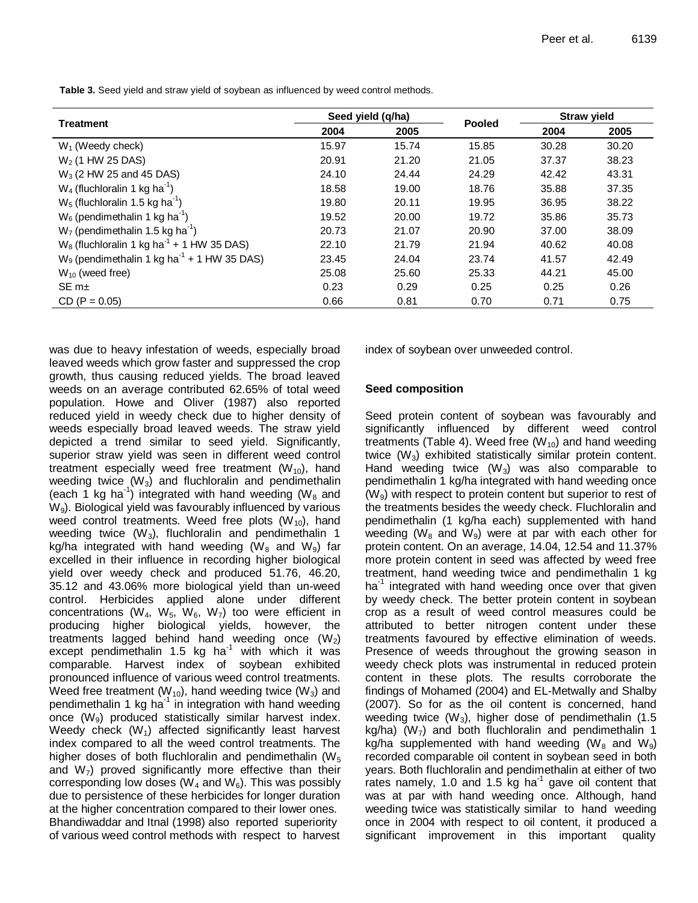**Table 3.** Seed yield and straw yield of soybean as influenced by weed control methods.

| Treatment | Seed yield (q/ha) | | Pooled | Straw yield | |
|---|---|---|---|---|---|
| | 2004 | 2005 | | 2004 | 2005 |
| $W_1$ (Weedy check) | 15.97 | 15.74 | 15.85 | 30.28 | 30.20 |
| $W_2$ (1 HW 25 DAS) | 20.91 | 21.20 | 21.05 | 37.37 | 38.23 |
| $W_3$ (2 HW 25 and 45 DAS) | 24.10 | 24.44 | 24.29 | 42.42 | 43.31 |
| $W_4$ (fluchloralin 1 kg ha$^{-1}$) | 18.58 | 19.00 | 18.76 | 35.88 | 37.35 |
| $W_5$ (fluchloralin 1.5 kg ha$^{-1}$) | 19.80 | 20.11 | 19.95 | 36.95 | 38.22 |
| $W_6$ (pendimethalin 1 kg ha$^{-1}$) | 19.52 | 20.00 | 19.72 | 35.86 | 35.73 |
| $W_7$ (pendimethalin 1.5 kg ha$^{-1}$) | 20.73 | 21.07 | 20.90 | 37.00 | 38.09 |
| $W_8$ (fluchloralin 1 kg ha$^{-1}$ + 1 HW 35 DAS) | 22.10 | 21.79 | 21.94 | 40.62 | 40.08 |
| $W_9$ (pendimethalin 1 kg ha$^{-1}$ + 1 HW 35 DAS) | 23.45 | 24.04 | 23.74 | 41.57 | 42.49 |
| $W_{10}$ (weed free) | 25.08 | 25.60 | 25.33 | 44.21 | 45.00 |
| SE m± | 0.23 | 0.29 | 0.25 | 0.25 | 0.26 |
| CD (P = 0.05) | 0.66 | 0.81 | 0.70 | 0.71 | 0.75 |

was due to heavy infestation of weeds, especially broad leaved weeds which grow faster and suppressed the crop growth, thus causing reduced yields. The broad leaved weeds on an average contributed 62.65% of total weed population. Howe and Oliver (1987) also reported reduced yield in weedy check due to higher density of weeds especially broad leaved weeds. The straw yield depicted a trend similar to seed yield. Significantly, superior straw yield was seen in different weed control treatment especially weed free treatment ($W_{10}$), hand weeding twice ($W_3$) and fluchloralin and pendimethalin (each 1 kg ha$^{-1}$) integrated with hand weeding ($W_8$ and $W_9$). Biological yield was favourably influenced by various weed control treatments. Weed free plots ($W_{10}$), hand weeding twice ($W_3$), fluchloralin and pendimethalin 1 kg/ha integrated with hand weeding ($W_8$ and $W_9$) far excelled in their influence in recording higher biological yield over weedy check and produced 51.76, 46.20, 35.12 and 43.06% more biological yield than un-weed control. Herbicides applied alone under different concentrations ($W_4$, $W_5$, $W_6$, $W_7$) too were efficient in producing higher biological yields, however, the treatments lagged behind hand weeding once ($W_2$) except pendimethalin 1.5 kg ha$^{-1}$ with which it was comparable. Harvest index of soybean exhibited pronounced influence of various weed control treatments. Weed free treatment ($W_{10}$), hand weeding twice ($W_3$) and pendimethalin 1 kg ha$^{-1}$ in integration with hand weeding once ($W_9$) produced statistically similar harvest index. Weedy check ($W_1$) affected significantly least harvest index compared to all the weed control treatments. The higher doses of both fluchloralin and pendimethalin ($W_5$ and $W_7$) proved significantly more effective than their corresponding low doses ($W_4$ and $W_6$). This was possibly due to persistence of these herbicides for longer duration at the higher concentration compared to their lower ones. Bhandiwaddar and Itnal (1998) also reported superiority of various weed control methods with respect to harvest index of soybean over unweeded control.

## Seed composition

Seed protein content of soybean was favourably and significantly influenced by different weed control treatments (Table 4). Weed free ($W_{10}$) and hand weeding twice ($W_3$) exhibited statistically similar protein content. Hand weeding twice ($W_3$) was also comparable to pendimethalin 1 kg/ha integrated with hand weeding once ($W_9$) with respect to protein content but superior to rest of the treatments besides the weedy check. Fluchloralin and pendimethalin (1 kg/ha each) supplemented with hand weeding ($W_8$ and $W_9$) were at par with each other for protein content. On an average, 14.04, 12.54 and 11.37% more protein content in seed was affected by weed free treatment, hand weeding twice and pendimethalin 1 kg ha$^{-1}$ integrated with hand weeding once over that given by weedy check. The better protein content in soybean crop as a result of weed control measures could be attributed to better nitrogen content under these treatments favoured by effective elimination of weeds. Presence of weeds throughout the growing season in weedy check plots was instrumental in reduced protein content in these plots. The results corroborate the findings of Mohamed (2004) and EL-Metwally and Shalby (2007). So for as the oil content is concerned, hand weeding twice ($W_3$), higher dose of pendimethalin (1.5 kg/ha) ($W_7$) and both fluchloralin and pendimethalin 1 kg/ha supplemented with hand weeding ($W_8$ and $W_9$) recorded comparable oil content in soybean seed in both years. Both fluchloralin and pendimethalin at either of two rates namely, 1.0 and 1.5 kg ha$^{-1}$ gave oil content that was at par with hand weeding once. Although, hand weeding twice was statistically similar to hand weeding once in 2004 with respect to oil content, it produced a significant improvement in this important quality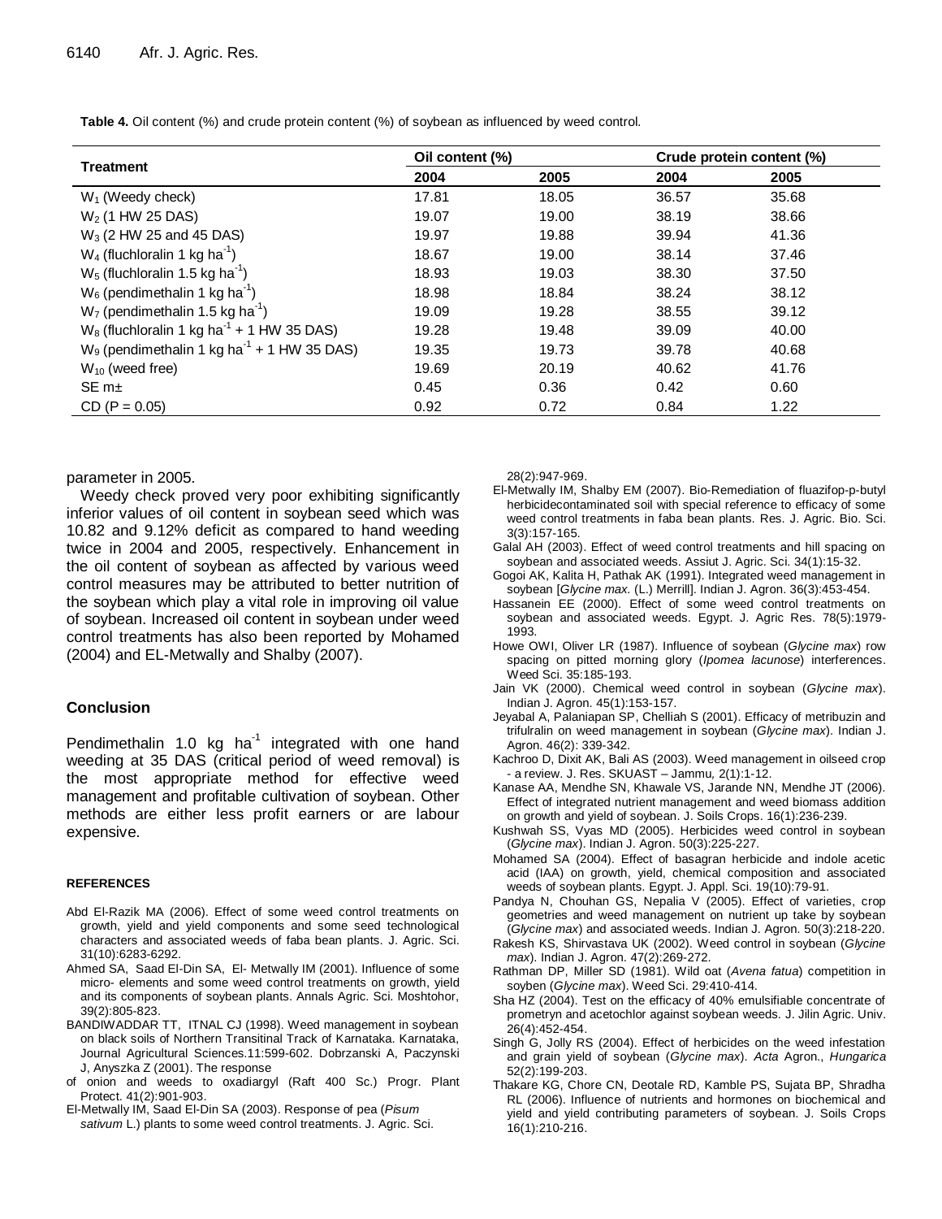**Table 4.** Oil content (%) and crude protein content (%) of soybean as influenced by weed control.

| Treatment | Oil content (%) | | Crude protein content (%) | |
|---|---|---|---|---|
| | 2004 | 2005 | 2004 | 2005 |
| $W_1$ (Weedy check) | 17.81 | 18.05 | 36.57 | 35.68 |
| $W_2$ (1 HW 25 DAS) | 19.07 | 19.00 | 38.19 | 38.66 |
| $W_3$ (2 HW 25 and 45 DAS) | 19.97 | 19.88 | 39.94 | 41.36 |
| $W_4$ (fluchloralin 1 kg $ha^{-1}$) | 18.67 | 19.00 | 38.14 | 37.46 |
| $W_5$ (fluchloralin 1.5 kg $ha^{-1}$) | 18.93 | 19.03 | 38.30 | 37.50 |
| $W_6$ (pendimethalin 1 kg $ha^{-1}$) | 18.98 | 18.84 | 38.24 | 38.12 |
| $W_7$ (pendimethalin 1.5 kg $ha^{-1}$) | 19.09 | 19.28 | 38.55 | 39.12 |
| $W_8$ (fluchloralin 1 kg $ha^{-1}$ + 1 HW 35 DAS) | 19.28 | 19.48 | 39.09 | 40.00 |
| $W_9$ (pendimethalin 1 kg $ha^{-1}$ + 1 HW 35 DAS) | 19.35 | 19.73 | 39.78 | 40.68 |
| $W_{10}$ (weed free) | 19.69 | 20.19 | 40.62 | 41.76 |
| SE m± | 0.45 | 0.36 | 0.42 | 0.60 |
| CD (P = 0.05) | 0.92 | 0.72 | 0.84 | 1.22 |

parameter in 2005.

Weedy check proved very poor exhibiting significantly inferior values of oil content in soybean seed which was 10.82 and 9.12% deficit as compared to hand weeding twice in 2004 and 2005, respectively. Enhancement in the oil content of soybean as affected by various weed control measures may be attributed to better nutrition of the soybean which play a vital role in improving oil value of soybean. Increased oil content in soybean under weed control treatments has also been reported by Mohamed (2004) and EL-Metwally and Shalby (2007).

## Conclusion

Pendimethalin 1.0 kg $ha^{-1}$ integrated with one hand weeding at 35 DAS (critical period of weed removal) is the most appropriate method for effective weed management and profitable cultivation of soybean. Other methods are either less profit earners or are labour expensive.

### REFERENCES

Abd El-Razik MA (2006). Effect of some weed control treatments on growth, yield and yield components and some seed technological characters and associated weeds of faba bean plants. J. Agric. Sci. 31(10):6283-6292.

Ahmed SA, Saad El-Din SA, El- Metwally IM (2001). Influence of some micro- elements and some weed control treatments on growth, yield and its components of soybean plants. Annals Agric. Sci. Moshtohor, 39(2):805-823.

BANDIWADDAR TT, ITNAL CJ (1998). Weed management in soybean on black soils of Northern Transitinal Track of Karnataka. Karnataka, Journal Agricultural Sciences.11:599-602. Dobrzanski A, Paczynski J, Anyszka Z (2001). The response of onion and weeds to oxadiargyl (Raft 400 Sc.) Progr. Plant Protect. 41(2):901-903.

El-Metwally IM, Saad El-Din SA (2003). Response of pea (*Pisum sativum* L.) plants to some weed control treatments. J. Agric. Sci. 28(2):947-969.

El-Metwally IM, Shalby EM (2007). Bio-Remediation of fluazifop-p-butyl herbicidecontaminated soil with special reference to efficacy of some weed control treatments in faba bean plants. Res. J. Agric. Bio. Sci. 3(3):157-165.

Galal AH (2003). Effect of weed control treatments and hill spacing on soybean and associated weeds. Assiut J. Agric. Sci. 34(1):15-32.

Gogoi AK, Kalita H, Pathak AK (1991). Integrated weed management in soybean [*Glycine max*. (L.) Merrill]. Indian J. Agron. 36(3):453-454.

Hassanein EE (2000). Effect of some weed control treatments on soybean and associated weeds. Egypt. J. Agric Res. 78(5):1979-1993.

Howe OWI, Oliver LR (1987). Influence of soybean (*Glycine max*) row spacing on pitted morning glory (*Ipomea lacunose*) interferences. Weed Sci. 35:185-193.

Jain VK (2000). Chemical weed control in soybean (*Glycine max*). Indian J. Agron. 45(1):153-157.

Jeyabal A, Palaniapan SP, Chelliah S (2001). Efficacy of metribuzin and trifulralin on weed management in soybean (*Glycine max*). Indian J. Agron. 46(2): 339-342.

Kachroo D, Dixit AK, Bali AS (2003). Weed management in oilseed crop - a review. J. Res. SKUAST – Jammu, 2(1):1-12.

Kanase AA, Mendhe SN, Khawale VS, Jarande NN, Mendhe JT (2006). Effect of integrated nutrient management and weed biomass addition on growth and yield of soybean. J. Soils Crops. 16(1):236-239.

Kushwah SS, Vyas MD (2005). Herbicides weed control in soybean (*Glycine max*). Indian J. Agron. 50(3):225-227.

Mohamed SA (2004). Effect of basagran herbicide and indole acetic acid (IAA) on growth, yield, chemical composition and associated weeds of soybean plants. Egypt. J. Appl. Sci. 19(10):79-91.

Pandya N, Chouhan GS, Nepalia V (2005). Effect of varieties, crop geometries and weed management on nutrient up take by soybean (*Glycine max*) and associated weeds. Indian J. Agron. 50(3):218-220.

Rakesh KS, Shirvastava UK (2002). Weed control in soybean (*Glycine max*). Indian J. Agron. 47(2):269-272.

Rathman DP, Miller SD (1981). Wild oat (*Avena fatua*) competition in soyben (*Glycine max*). Weed Sci. 29:410-414.

Sha HZ (2004). Test on the efficacy of 40% emulsifiable concentrate of prometryn and acetochlor against soybean weeds. J. Jilin Agric. Univ. 26(4):452-454.

Singh G, Jolly RS (2004). Effect of herbicides on the weed infestation and grain yield of soybean (*Glycine max*). *Acta* Agron., *Hungarica* 52(2):199-203.

Thakare KG, Chore CN, Deotale RD, Kamble PS, Sujata BP, Shradha RL (2006). Influence of nutrients and hormones on biochemical and yield and yield contributing parameters of soybean. J. Soils Crops 16(1):210-216.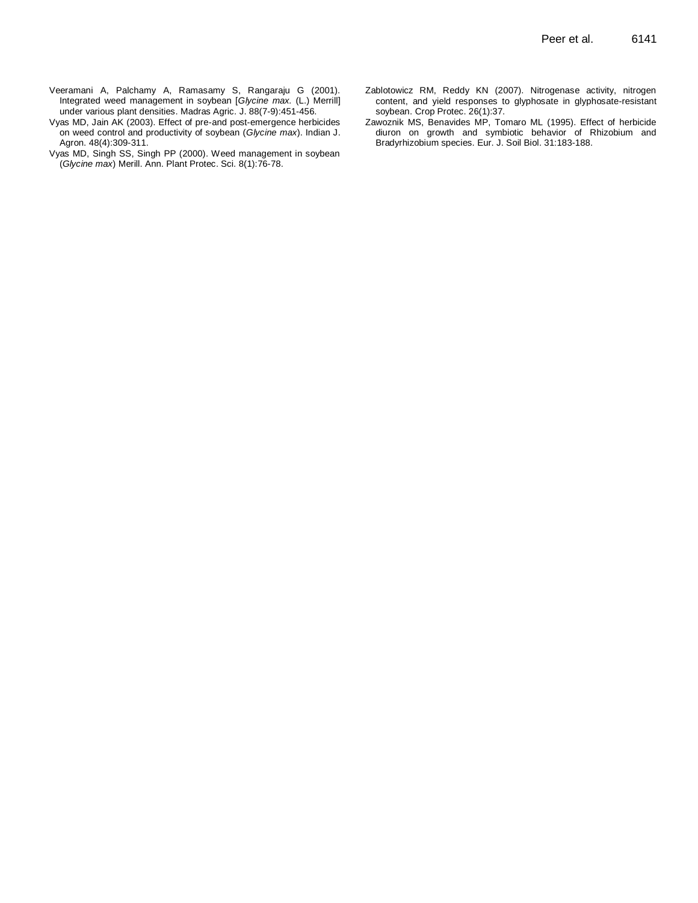Veeramani A, Palchamy A, Ramasamy S, Rangaraju G (2001). Integrated weed management in soybean [*Glycine max.* (L.) Merrill] under various plant densities. Madras Agric. J. 88(7-9):451-456.

Vyas MD, Jain AK (2003). Effect of pre-and post-emergence herbicides on weed control and productivity of soybean (*Glycine max*). Indian J. Agron. 48(4):309-311.

Vyas MD, Singh SS, Singh PP (2000). Weed management in soybean (*Glycine max*) Merill. Ann. Plant Protec. Sci. 8(1):76-78.

Zablotowicz RM, Reddy KN (2007). Nitrogenase activity, nitrogen content, and yield responses to glyphosate in glyphosate-resistant soybean. Crop Protec. 26(1):37.

Zawoznik MS, Benavides MP, Tomaro ML (1995). Effect of herbicide diuron on growth and symbiotic behavior of Rhizobium and Bradyrhizobium species. Eur. J. Soil Biol. 31:183-188.